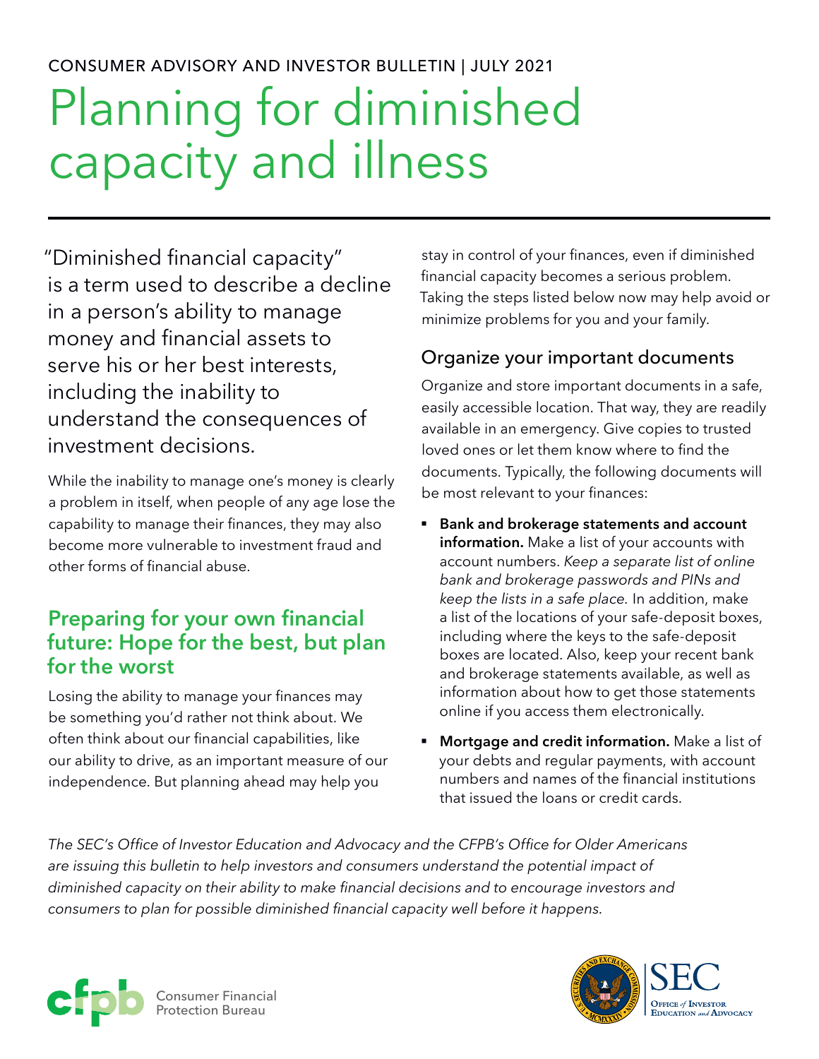CONSUMER ADVISORY AND INVESTOR BULLETIN | JULY 2021

# Planning for diminished capacity and illness

"Diminished financial capacity" is a term used to describe a decline in a person's ability to manage money and financial assets to serve his or her best interests, including the inability to understand the consequences of investment decisions.

While the inability to manage one's money is clearly a problem in itself, when people of any age lose the capability to manage their finances, they may also become more vulnerable to investment fraud and other forms of financial abuse.

## Preparing for your own financial future: Hope for the best, but plan for the worst

Losing the ability to manage your finances may be something you'd rather not think about. We often think about our financial capabilities, like our ability to drive, as an important measure of our independence. But planning ahead may help you stay in control of your finances, even if diminished financial capacity becomes a serious problem. Taking the steps listed below now may help avoid or minimize problems for you and your family.

### Organize your important documents

Organize and store important documents in a safe, easily accessible location. That way, they are readily available in an emergency. Give copies to trusted loved ones or let them know where to find the documents. Typically, the following documents will be most relevant to your finances:

- **Bank and brokerage statements and account information.** Make a list of your accounts with account numbers. *Keep a separate list of online bank and brokerage passwords and PINs and keep the lists in a safe place.* In addition, make a list of the locations of your safe-deposit boxes, including where the keys to the safe-deposit boxes are located. Also, keep your recent bank and brokerage statements available, as well as information about how to get those statements online if you access them electronically.
- **Mortgage and credit information.** Make a list of your debts and regular payments, with account numbers and names of the financial institutions that issued the loans or credit cards.

*The SEC's Office of Investor Education and Advocacy and the CFPB's Office for Older Americans are issuing this bulletin to help investors and consumers understand the potential impact of diminished capacity on their ability to make financial decisions and to encourage investors and consumers to plan for possible diminished financial capacity well before it happens.*

cfpb Consumer Financial Protection Bureau

SEC Office of Investor Education and Advocacy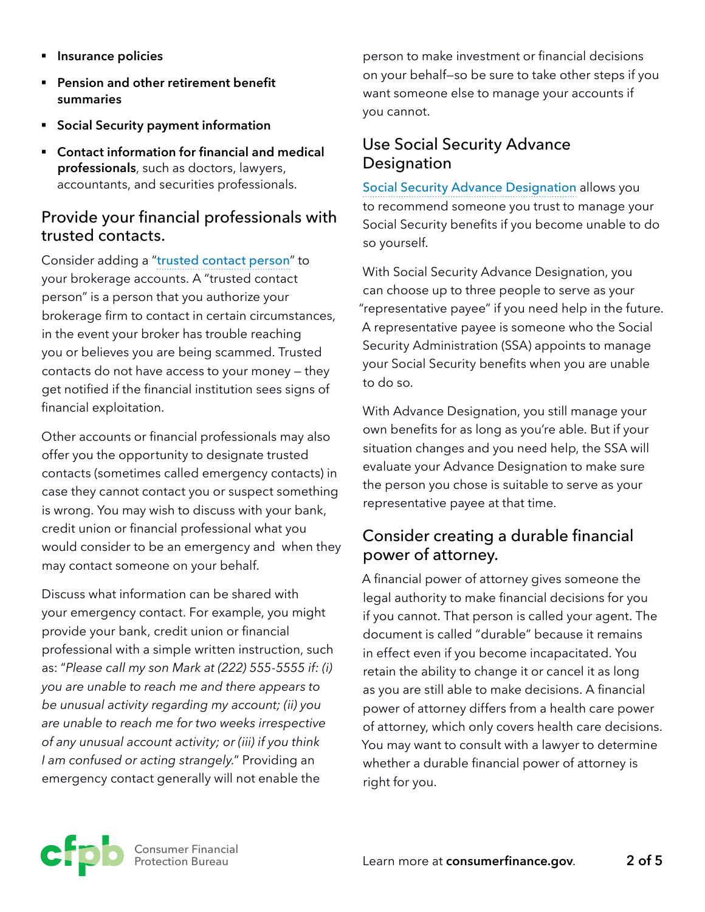- **Insurance policies**
- **Pension and other retirement benefit summaries**
- **Social Security payment information**
- **Contact information for financial and medical professionals**, such as doctors, lawyers, accountants, and securities professionals.

## Provide your financial professionals with trusted contacts.

Consider adding a "trusted contact person" to your brokerage accounts. A "trusted contact person" is a person that you authorize your brokerage firm to contact in certain circumstances, in the event your broker has trouble reaching you or believes you are being scammed. Trusted contacts do not have access to your money – they get notified if the financial institution sees signs of financial exploitation.

Other accounts or financial professionals may also offer you the opportunity to designate trusted contacts (sometimes called emergency contacts) in case they cannot contact you or suspect something is wrong. You may wish to discuss with your bank, credit union or financial professional what you would consider to be an emergency and when they may contact someone on your behalf.

Discuss what information can be shared with your emergency contact. For example, you might provide your bank, credit union or financial professional with a simple written instruction, such as: "*Please call my son Mark at (222) 555-5555 if: (i) you are unable to reach me and there appears to be unusual activity regarding my account; (ii) you are unable to reach me for two weeks irrespective of any unusual account activity; or (iii) if you think I am confused or acting strangely.*" Providing an emergency contact generally will not enable the person to make investment or financial decisions on your behalf—so be sure to take other steps if you want someone else to manage your accounts if you cannot.

## Use Social Security Advance Designation

Social Security Advance Designation allows you to recommend someone you trust to manage your Social Security benefits if you become unable to do so yourself.

With Social Security Advance Designation, you can choose up to three people to serve as your "representative payee" if you need help in the future. A representative payee is someone who the Social Security Administration (SSA) appoints to manage your Social Security benefits when you are unable to do so.

With Advance Designation, you still manage your own benefits for as long as you're able. But if your situation changes and you need help, the SSA will evaluate your Advance Designation to make sure the person you chose is suitable to serve as your representative payee at that time.

## Consider creating a durable financial power of attorney.

A financial power of attorney gives someone the legal authority to make financial decisions for you if you cannot. That person is called your agent. The document is called "durable" because it remains in effect even if you become incapacitated. You retain the ability to change it or cancel it as long as you are still able to make decisions. A financial power of attorney differs from a health care power of attorney, which only covers health care decisions. You may want to consult with a lawyer to determine whether a durable financial power of attorney is right for you.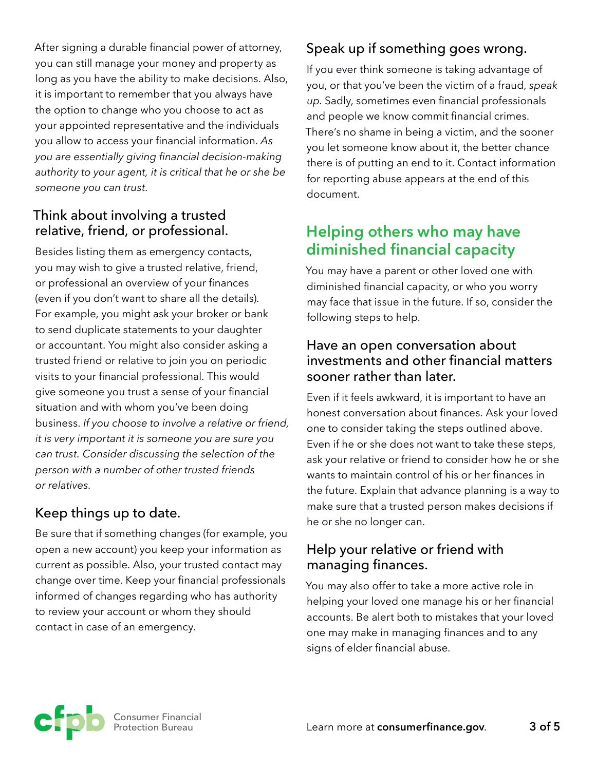After signing a durable financial power of attorney, you can still manage your money and property as long as you have the ability to make decisions. Also, it is important to remember that you always have the option to change who you choose to act as your appointed representative and the individuals you allow to access your financial information. *As you are essentially giving financial decision-making authority to your agent, it is critical that he or she be someone you can trust.*

### Think about involving a trusted relative, friend, or professional.

Besides listing them as emergency contacts, you may wish to give a trusted relative, friend, or professional an overview of your finances (even if you don't want to share all the details). For example, you might ask your broker or bank to send duplicate statements to your daughter or accountant. You might also consider asking a trusted friend or relative to join you on periodic visits to your financial professional. This would give someone you trust a sense of your financial situation and with whom you've been doing business. *If you choose to involve a relative or friend, it is very important it is someone you are sure you can trust. Consider discussing the selection of the person with a number of other trusted friends or relatives.*

### Keep things up to date.

Be sure that if something changes (for example, you open a new account) you keep your information as current as possible. Also, your trusted contact may change over time. Keep your financial professionals informed of changes regarding who has authority to review your account or whom they should contact in case of an emergency.

### Speak up if something goes wrong.

If you ever think someone is taking advantage of you, or that you've been the victim of a fraud, *speak up*. Sadly, sometimes even financial professionals and people we know commit financial crimes. There's no shame in being a victim, and the sooner you let someone know about it, the better chance there is of putting an end to it. Contact information for reporting abuse appears at the end of this document.

## Helping others who may have diminished financial capacity

You may have a parent or other loved one with diminished financial capacity, or who you worry may face that issue in the future. If so, consider the following steps to help.

### Have an open conversation about investments and other financial matters sooner rather than later.

Even if it feels awkward, it is important to have an honest conversation about finances. Ask your loved one to consider taking the steps outlined above. Even if he or she does not want to take these steps, ask your relative or friend to consider how he or she wants to maintain control of his or her finances in the future. Explain that advance planning is a way to make sure that a trusted person makes decisions if he or she no longer can.

### Help your relative or friend with managing finances.

You may also offer to take a more active role in helping your loved one manage his or her financial accounts. Be alert both to mistakes that your loved one may make in managing finances and to any signs of elder financial abuse.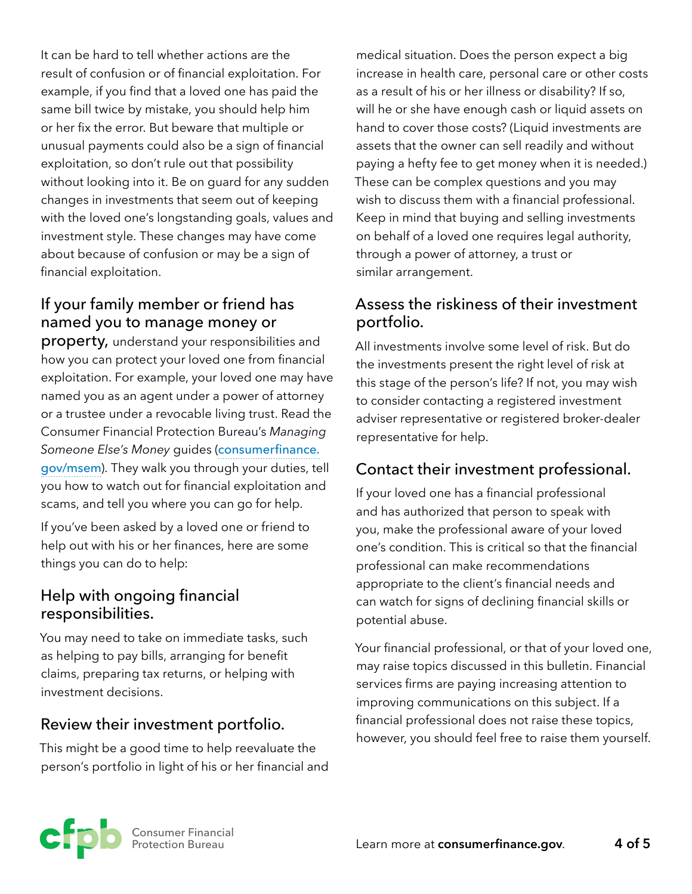It can be hard to tell whether actions are the result of confusion or of financial exploitation. For example, if you find that a loved one has paid the same bill twice by mistake, you should help him or her fix the error. But beware that multiple or unusual payments could also be a sign of financial exploitation, so don't rule out that possibility without looking into it. Be on guard for any sudden changes in investments that seem out of keeping with the loved one's longstanding goals, values and investment style. These changes may have come about because of confusion or may be a sign of financial exploitation.

## If your family member or friend has named you to manage money or property,

understand your responsibilities and how you can protect your loved one from financial exploitation. For example, your loved one may have named you as an agent under a power of attorney or a trustee under a revocable living trust. Read the Consumer Financial Protection Bureau's *Managing Someone Else's Money* guides (consumerfinance.gov/msem). They walk you through your duties, tell you how to watch out for financial exploitation and scams, and tell you where you can go for help.

If you've been asked by a loved one or friend to help out with his or her finances, here are some things you can do to help:

### Help with ongoing financial responsibilities.

You may need to take on immediate tasks, such as helping to pay bills, arranging for benefit claims, preparing tax returns, or helping with investment decisions.

### Review their investment portfolio.

This might be a good time to help reevaluate the person's portfolio in light of his or her financial and medical situation. Does the person expect a big increase in health care, personal care or other costs as a result of his or her illness or disability? If so, will he or she have enough cash or liquid assets on hand to cover those costs? (Liquid investments are assets that the owner can sell readily and without paying a hefty fee to get money when it is needed.) These can be complex questions and you may wish to discuss them with a financial professional. Keep in mind that buying and selling investments on behalf of a loved one requires legal authority, through a power of attorney, a trust or similar arrangement.

### Assess the riskiness of their investment portfolio.

All investments involve some level of risk. But do the investments present the right level of risk at this stage of the person's life? If not, you may wish to consider contacting a registered investment adviser representative or registered broker-dealer representative for help.

### Contact their investment professional.

If your loved one has a financial professional and has authorized that person to speak with you, make the professional aware of your loved one's condition. This is critical so that the financial professional can make recommendations appropriate to the client's financial needs and can watch for signs of declining financial skills or potential abuse.

Your financial professional, or that of your loved one, may raise topics discussed in this bulletin. Financial services firms are paying increasing attention to improving communications on this subject. If a financial professional does not raise these topics, however, you should feel free to raise them yourself.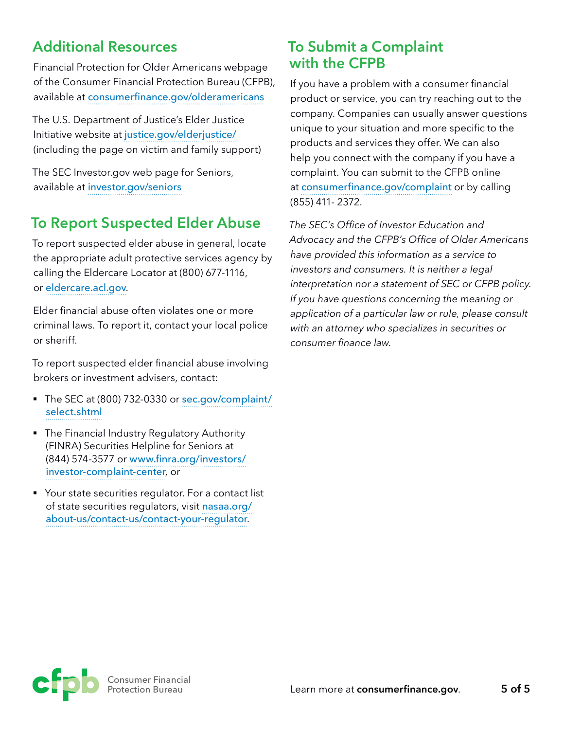## Additional Resources

Financial Protection for Older Americans webpage of the Consumer Financial Protection Bureau (CFPB), available at consumerfinance.gov/olderamericans

The U.S. Department of Justice's Elder Justice Initiative website at justice.gov/elderjustice/ (including the page on victim and family support)

The SEC Investor.gov web page for Seniors, available at investor.gov/seniors

## To Report Suspected Elder Abuse

To report suspected elder abuse in general, locate the appropriate adult protective services agency by calling the Eldercare Locator at (800) 677-1116, or eldercare.acl.gov.

Elder financial abuse often violates one or more criminal laws. To report it, contact your local police or sheriff.

To report suspected elder financial abuse involving brokers or investment advisers, contact:

- The SEC at (800) 732-0330 or sec.gov/complaint/select.shtml
- The Financial Industry Regulatory Authority (FINRA) Securities Helpline for Seniors at (844) 574-3577 or www.finra.org/investors/investor-complaint-center, or
- Your state securities regulator. For a contact list of state securities regulators, visit nasaa.org/about-us/contact-us/contact-your-regulator.

## To Submit a Complaint with the CFPB

If you have a problem with a consumer financial product or service, you can try reaching out to the company. Companies can usually answer questions unique to your situation and more specific to the products and services they offer. We can also help you connect with the company if you have a complaint. You can submit to the CFPB online at consumerfinance.gov/complaint or by calling (855) 411- 2372.

*The SEC's Office of Investor Education and Advocacy and the CFPB's Office of Older Americans have provided this information as a service to investors and consumers. It is neither a legal interpretation nor a statement of SEC or CFPB policy. If you have questions concerning the meaning or application of a particular law or rule, please consult with an attorney who specializes in securities or consumer finance law.*